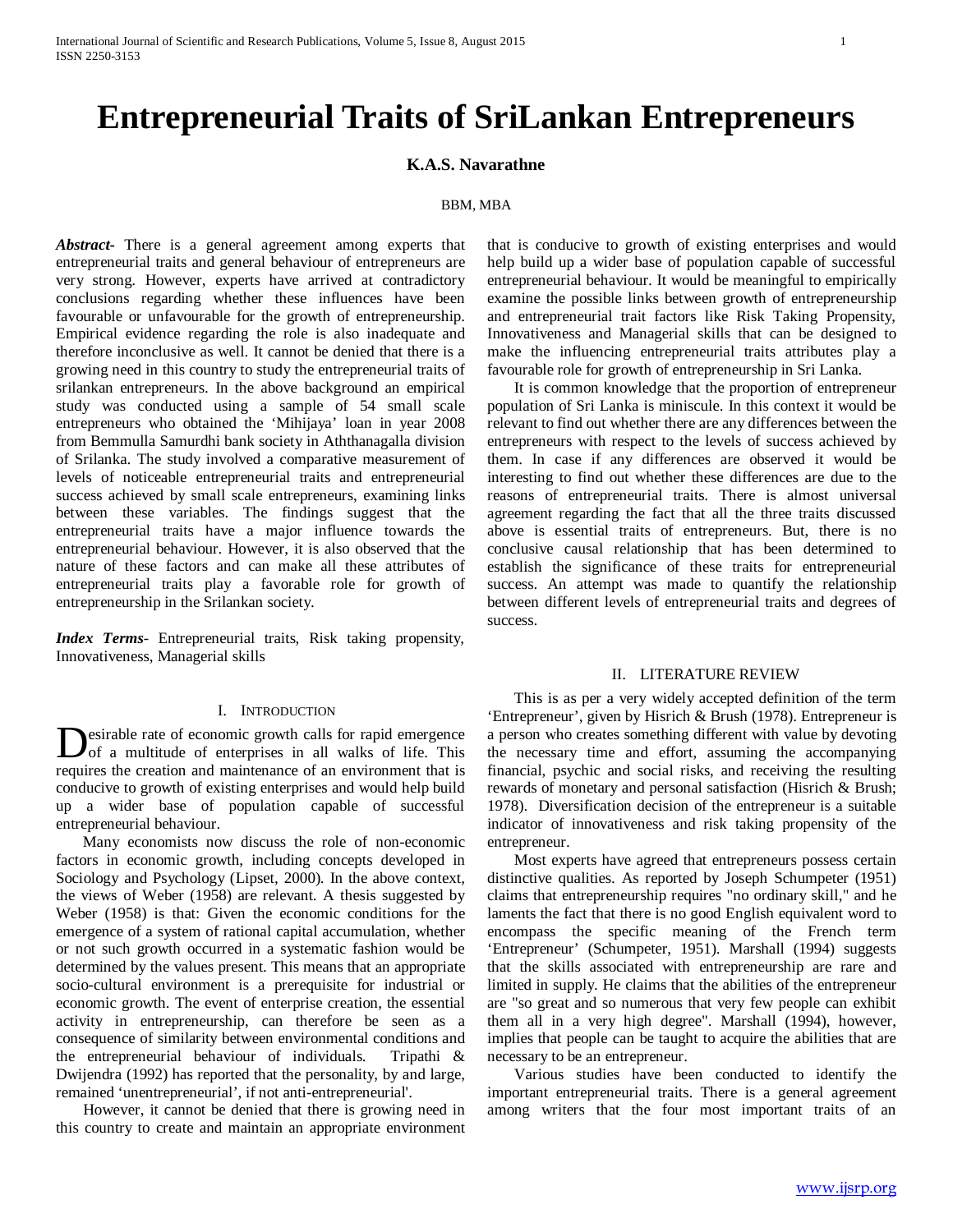# Entrepreneurial Traits of SriLankan Entrepreneurs

**K.A.S. Navarathne**

BBM, MBA

***Abstract*-** There is a general agreement among experts that entrepreneurial traits and general behaviour of entrepreneurs are very strong. However, experts have arrived at contradictory conclusions regarding whether these influences have been favourable or unfavourable for the growth of entrepreneurship. Empirical evidence regarding the role is also inadequate and therefore inconclusive as well. It cannot be denied that there is a growing need in this country to study the entrepreneurial traits of srilankan entrepreneurs. In the above background an empirical study was conducted using a sample of 54 small scale entrepreneurs who obtained the 'Mihijaya' loan in year 2008 from Bemmulla Samurdhi bank society in Aththanagalla division of Srilanka. The study involved a comparative measurement of levels of noticeable entrepreneurial traits and entrepreneurial success achieved by small scale entrepreneurs, examining links between these variables. The findings suggest that the entrepreneurial traits have a major influence towards the entrepreneurial behaviour. However, it is also observed that the nature of these factors and can make all these attributes of entrepreneurial traits play a favorable role for growth of entrepreneurship in the Srilankan society.

***Index Terms*-** Entrepreneurial traits, Risk taking propensity, Innovativeness, Managerial skills

## I. Introduction

Desirable rate of economic growth calls for rapid emergence of a multitude of enterprises in all walks of life. This requires the creation and maintenance of an environment that is conducive to growth of existing enterprises and would help build up a wider base of population capable of successful entrepreneurial behaviour.

Many economists now discuss the role of non-economic factors in economic growth, including concepts developed in Sociology and Psychology (Lipset, 2000). In the above context, the views of Weber (1958) are relevant. A thesis suggested by Weber (1958) is that: Given the economic conditions for the emergence of a system of rational capital accumulation, whether or not such growth occurred in a systematic fashion would be determined by the values present. This means that an appropriate socio-cultural environment is a prerequisite for industrial or economic growth. The event of enterprise creation, the essential activity in entrepreneurship, can therefore be seen as a consequence of similarity between environmental conditions and the entrepreneurial behaviour of individuals. Tripathi & Dwijendra (1992) has reported that the personality, by and large, remained 'unentrepreneurial', if not anti-entrepreneurial'.

However, it cannot be denied that there is growing need in this country to create and maintain an appropriate environment that is conducive to growth of existing enterprises and would help build up a wider base of population capable of successful entrepreneurial behaviour. It would be meaningful to empirically examine the possible links between growth of entrepreneurship and entrepreneurial trait factors like Risk Taking Propensity, Innovativeness and Managerial skills that can be designed to make the influencing entrepreneurial traits attributes play a favourable role for growth of entrepreneurship in Sri Lanka.

It is common knowledge that the proportion of entrepreneur population of Sri Lanka is miniscule. In this context it would be relevant to find out whether there are any differences between the entrepreneurs with respect to the levels of success achieved by them. In case if any differences are observed it would be interesting to find out whether these differences are due to the reasons of entrepreneurial traits. There is almost universal agreement regarding the fact that all the three traits discussed above is essential traits of entrepreneurs. But, there is no conclusive causal relationship that has been determined to establish the significance of these traits for entrepreneurial success. An attempt was made to quantify the relationship between different levels of entrepreneurial traits and degrees of success.

## II. Literature Review

This is as per a very widely accepted definition of the term 'Entrepreneur', given by Hisrich & Brush (1978). Entrepreneur is a person who creates something different with value by devoting the necessary time and effort, assuming the accompanying financial, psychic and social risks, and receiving the resulting rewards of monetary and personal satisfaction (Hisrich & Brush; 1978). Diversification decision of the entrepreneur is a suitable indicator of innovativeness and risk taking propensity of the entrepreneur.

Most experts have agreed that entrepreneurs possess certain distinctive qualities. As reported by Joseph Schumpeter (1951) claims that entrepreneurship requires "no ordinary skill," and he laments the fact that there is no good English equivalent word to encompass the specific meaning of the French term 'Entrepreneur' (Schumpeter, 1951). Marshall (1994) suggests that the skills associated with entrepreneurship are rare and limited in supply. He claims that the abilities of the entrepreneur are "so great and so numerous that very few people can exhibit them all in a very high degree". Marshall (1994), however, implies that people can be taught to acquire the abilities that are necessary to be an entrepreneur.

Various studies have been conducted to identify the important entrepreneurial traits. There is a general agreement among writers that the four most important traits of an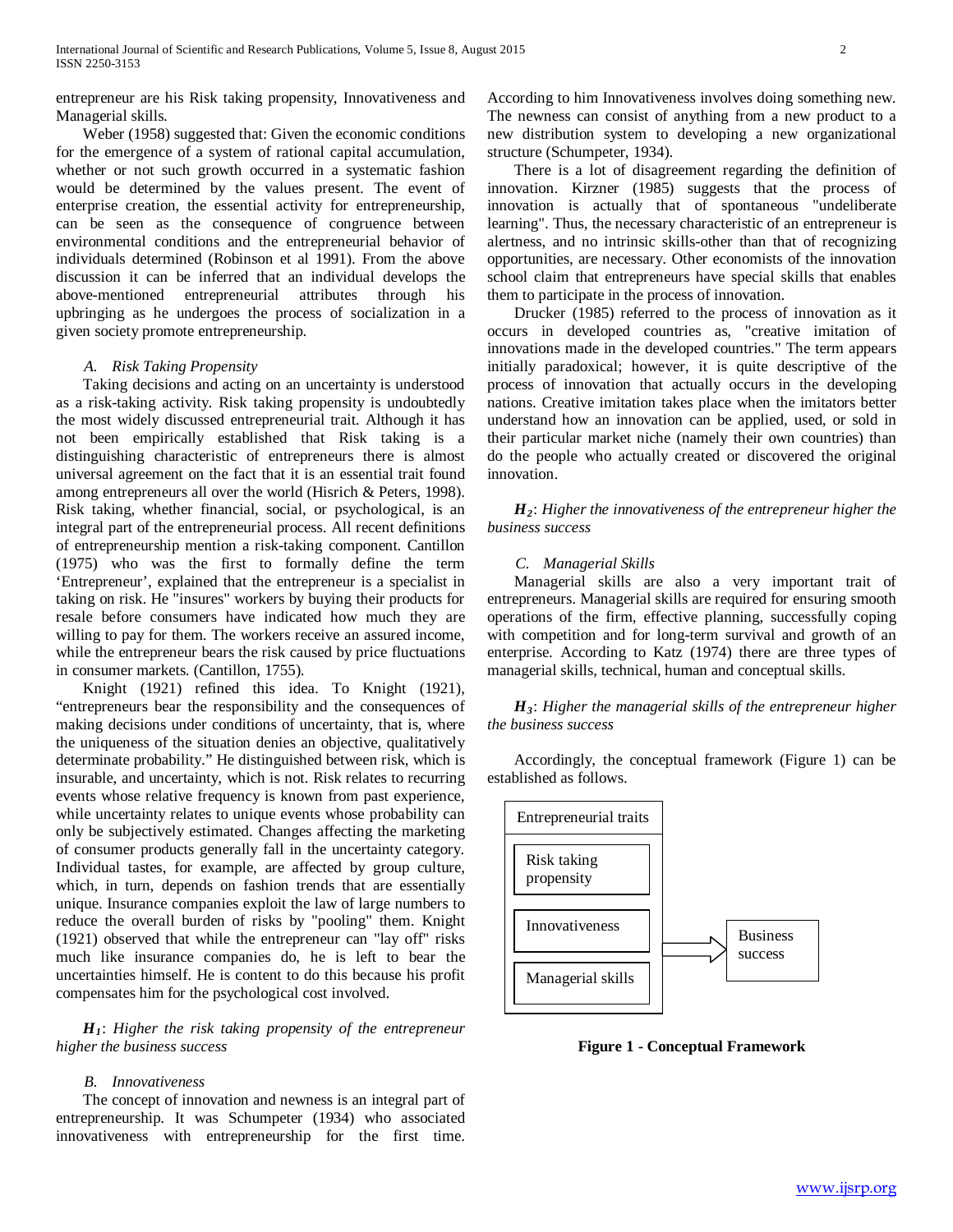entrepreneur are his Risk taking propensity, Innovativeness and Managerial skills.

Weber (1958) suggested that: Given the economic conditions for the emergence of a system of rational capital accumulation, whether or not such growth occurred in a systematic fashion would be determined by the values present. The event of enterprise creation, the essential activity for entrepreneurship, can be seen as the consequence of congruence between environmental conditions and the entrepreneurial behavior of individuals determined (Robinson et al 1991). From the above discussion it can be inferred that an individual develops the above-mentioned entrepreneurial attributes through his upbringing as he undergoes the process of socialization in a given society promote entrepreneurship.

### *A. Risk Taking Propensity*

Taking decisions and acting on an uncertainty is understood as a risk-taking activity. Risk taking propensity is undoubtedly the most widely discussed entrepreneurial trait. Although it has not been empirically established that Risk taking is a distinguishing characteristic of entrepreneurs there is almost universal agreement on the fact that it is an essential trait found among entrepreneurs all over the world (Hisrich & Peters, 1998). Risk taking, whether financial, social, or psychological, is an integral part of the entrepreneurial process. All recent definitions of entrepreneurship mention a risk-taking component. Cantillon (1975) who was the first to formally define the term 'Entrepreneur', explained that the entrepreneur is a specialist in taking on risk. He "insures" workers by buying their products for resale before consumers have indicated how much they are willing to pay for them. The workers receive an assured income, while the entrepreneur bears the risk caused by price fluctuations in consumer markets. (Cantillon, 1755).

Knight (1921) refined this idea. To Knight (1921), "entrepreneurs bear the responsibility and the consequences of making decisions under conditions of uncertainty, that is, where the uniqueness of the situation denies an objective, qualitatively determinate probability." He distinguished between risk, which is insurable, and uncertainty, which is not. Risk relates to recurring events whose relative frequency is known from past experience, while uncertainty relates to unique events whose probability can only be subjectively estimated. Changes affecting the marketing of consumer products generally fall in the uncertainty category. Individual tastes, for example, are affected by group culture, which, in turn, depends on fashion trends that are essentially unique. Insurance companies exploit the law of large numbers to reduce the overall burden of risks by "pooling" them. Knight (1921) observed that while the entrepreneur can "lay off" risks much like insurance companies do, he is left to bear the uncertainties himself. He is content to do this because his profit compensates him for the psychological cost involved.

***$H_1$***: *Higher the risk taking propensity of the entrepreneur higher the business success*

### *B. Innovativeness*

The concept of innovation and newness is an integral part of entrepreneurship. It was Schumpeter (1934) who associated innovativeness with entrepreneurship for the first time. According to him Innovativeness involves doing something new. The newness can consist of anything from a new product to a new distribution system to developing a new organizational structure (Schumpeter, 1934).

There is a lot of disagreement regarding the definition of innovation. Kirzner (1985) suggests that the process of innovation is actually that of spontaneous "undeliberate learning". Thus, the necessary characteristic of an entrepreneur is alertness, and no intrinsic skills-other than that of recognizing opportunities, are necessary. Other economists of the innovation school claim that entrepreneurs have special skills that enables them to participate in the process of innovation.

Drucker (1985) referred to the process of innovation as it occurs in developed countries as, "creative imitation of innovations made in the developed countries." The term appears initially paradoxical; however, it is quite descriptive of the process of innovation that actually occurs in the developing nations. Creative imitation takes place when the imitators better understand how an innovation can be applied, used, or sold in their particular market niche (namely their own countries) than do the people who actually created or discovered the original innovation.

***$H_2$***: *Higher the innovativeness of the entrepreneur higher the business success*

### *C. Managerial Skills*

Managerial skills are also a very important trait of entrepreneurs. Managerial skills are required for ensuring smooth operations of the firm, effective planning, successfully coping with competition and for long-term survival and growth of an enterprise. According to Katz (1974) there are three types of managerial skills, technical, human and conceptual skills.

***$H_3$***: *Higher the managerial skills of the entrepreneur higher the business success*

Accordingly, the conceptual framework (Figure 1) can be established as follows.

| Entrepreneurial traits | | |
|---|---|---|
| Risk taking propensity | | |
| Innovativeness | ⇒ | Business success |
| Managerial skills | | |

**Figure 1 - Conceptual Framework**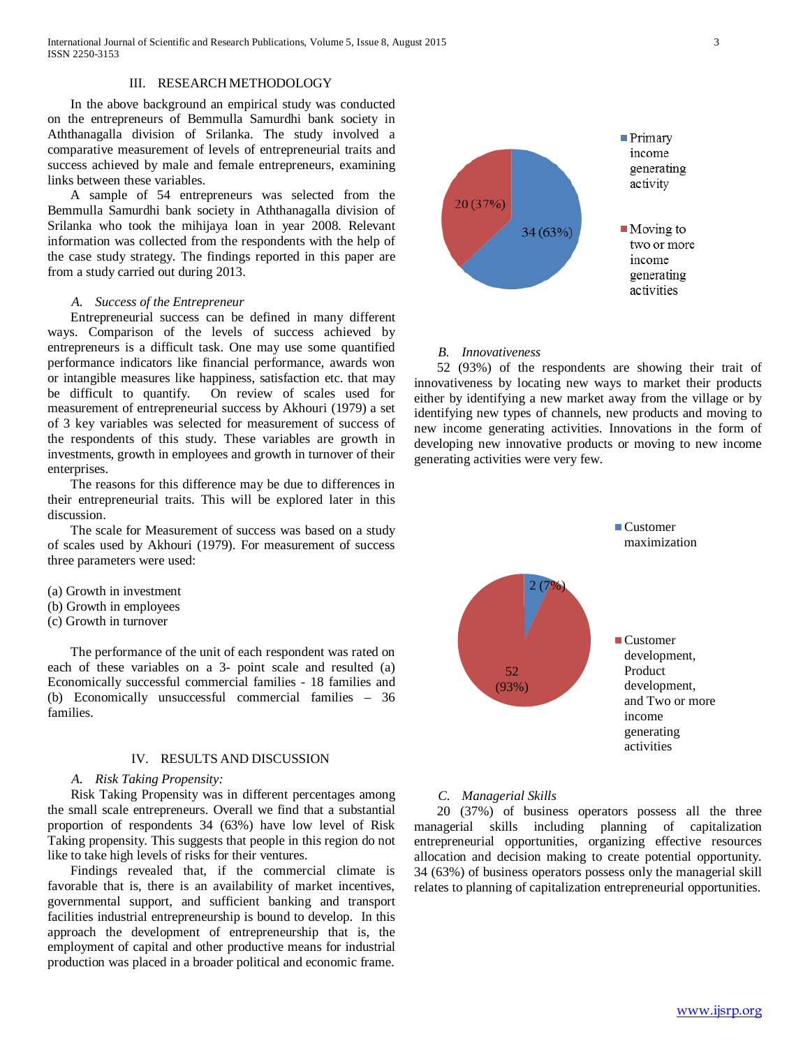## III. RESEARCH METHODOLOGY

In the above background an empirical study was conducted on the entrepreneurs of Bemmulla Samurdhi bank society in Aththanagalla division of Srilanka. The study involved a comparative measurement of levels of entrepreneurial traits and success achieved by male and female entrepreneurs, examining links between these variables.

A sample of 54 entrepreneurs was selected from the Bemmulla Samurdhi bank society in Aththanagalla division of Srilanka who took the mihijaya loan in year 2008. Relevant information was collected from the respondents with the help of the case study strategy. The findings reported in this paper are from a study carried out during 2013.

### *A. Success of the Entrepreneur*

Entrepreneurial success can be defined in many different ways. Comparison of the levels of success achieved by entrepreneurs is a difficult task. One may use some quantified performance indicators like financial performance, awards won or intangible measures like happiness, satisfaction etc. that may be difficult to quantify. On review of scales used for measurement of entrepreneurial success by Akhouri (1979) a set of 3 key variables was selected for measurement of success of the respondents of this study. These variables are growth in investments, growth in employees and growth in turnover of their enterprises.

The reasons for this difference may be due to differences in their entrepreneurial traits. This will be explored later in this discussion.

The scale for Measurement of success was based on a study of scales used by Akhouri (1979). For measurement of success three parameters were used:

(a) Growth in investment
(b) Growth in employees
(c) Growth in turnover

The performance of the unit of each respondent was rated on each of these variables on a 3- point scale and resulted (a) Economically successful commercial families - 18 families and (b) Economically unsuccessful commercial families – 36 families.

## IV. RESULTS AND DISCUSSION

### *A. Risk Taking Propensity:*

Risk Taking Propensity was in different percentages among the small scale entrepreneurs. Overall we find that a substantial proportion of respondents 34 (63%) have low level of Risk Taking propensity. This suggests that people in this region do not like to take high levels of risks for their ventures.

Findings revealed that, if the commercial climate is favorable that is, there is an availability of market incentives, governmental support, and sufficient banking and transport facilities industrial entrepreneurship is bound to develop. In this approach the development of entrepreneurship that is, the employment of capital and other productive means for industrial production was placed in a broader political and economic frame.

| Category | Value |
|---|---|
| Primary income generating activity | 34 (63%) |
| Moving to two or more income generating activities | 20 (37%) |

### *B. Innovativeness*

52 (93%) of the respondents are showing their trait of innovativeness by locating new ways to market their products either by identifying a new market away from the village or by identifying new types of channels, new products and moving to new income generating activities. Innovations in the form of developing new innovative products or moving to new income generating activities were very few.

| Category | Value |
|---|---|
| Customer maximization | 2 (7%) |
| Customer development, Product development, and Two or more income generating activities | 52 (93%) |

### *C. Managerial Skills*

20 (37%) of business operators possess all the three managerial skills including planning of capitalization entrepreneurial opportunities, organizing effective resources allocation and decision making to create potential opportunity. 34 (63%) of business operators possess only the managerial skill relates to planning of capitalization entrepreneurial opportunities.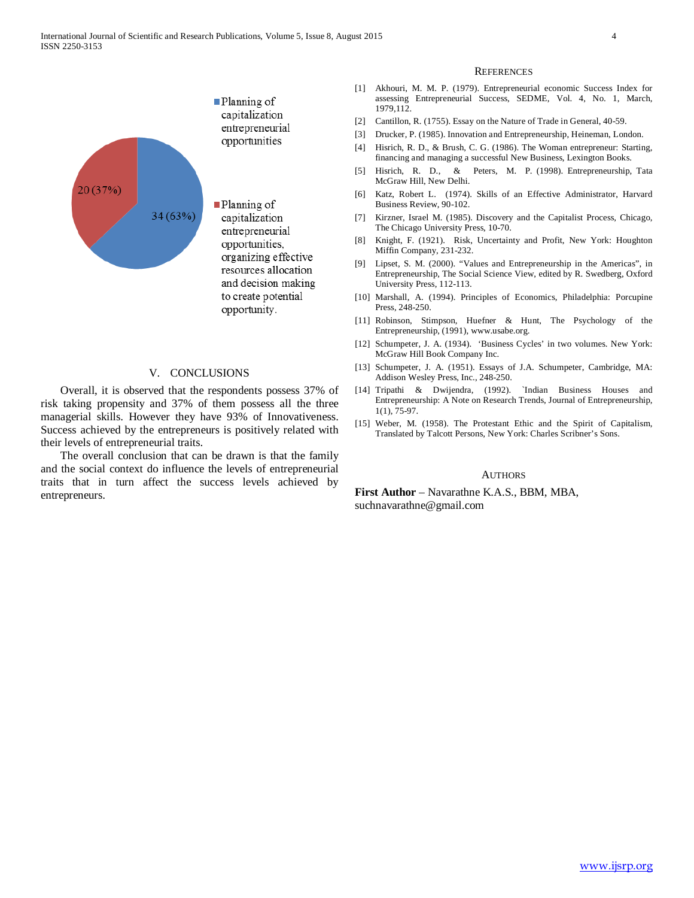Planning of capitalization entrepreneurial opportunities

Planning of capitalization entrepreneurial opportunities, organizing effective resources allocation and decision making to create potential opportunity.

20 (37%)

34 (63%)

## V. CONCLUSIONS

Overall, it is observed that the respondents possess 37% of risk taking propensity and 37% of them possess all the three managerial skills. However they have 93% of Innovativeness. Success achieved by the entrepreneurs is positively related with their levels of entrepreneurial traits.

The overall conclusion that can be drawn is that the family and the social context do influence the levels of entrepreneurial traits that in turn affect the success levels achieved by entrepreneurs.

## REFERENCES

[1] Akhouri, M. M. P. (1979). Entrepreneurial economic Success Index for assessing Entrepreneurial Success, SEDME, Vol. 4, No. 1, March, 1979,112.

[2] Cantillon, R. (1755). Essay on the Nature of Trade in General, 40-59.

[3] Drucker, P. (1985). Innovation and Entrepreneurship, Heineman, London.

[4] Hisrich, R. D., & Brush, C. G. (1986). The Woman entrepreneur: Starting, financing and managing a successful New Business, Lexington Books.

[5] Hisrich, R. D., & Peters, M. P. (1998). Entrepreneurship, Tata McGraw Hill, New Delhi.

[6] Katz, Robert L. (1974). Skills of an Effective Administrator, Harvard Business Review, 90-102.

[7] Kirzner, Israel M. (1985). Discovery and the Capitalist Process, Chicago, The Chicago University Press, 10-70.

[8] Knight, F. (1921). Risk, Uncertainty and Profit, New York: Houghton Miffin Company, 231-232.

[9] Lipset, S. M. (2000). "Values and Entrepreneurship in the Americas", in Entrepreneurship, The Social Science View, edited by R. Swedberg, Oxford University Press, 112-113.

[10] Marshall, A. (1994). Principles of Economics, Philadelphia: Porcupine Press, 248-250.

[11] Robinson, Stimpson, Huefner & Hunt, The Psychology of the Entrepreneurship, (1991), www.usabe.org.

[12] Schumpeter, J. A. (1934). 'Business Cycles' in two volumes. New York: McGraw Hill Book Company Inc.

[13] Schumpeter, J. A. (1951). Essays of J.A. Schumpeter, Cambridge, MA: Addison Wesley Press, Inc., 248-250.

[14] Tripathi & Dwijendra, (1992). `Indian Business Houses and Entrepreneurship: A Note on Research Trends, Journal of Entrepreneurship, 1(1), 75-97.

[15] Weber, M. (1958). The Protestant Ethic and the Spirit of Capitalism, Translated by Talcott Persons, New York: Charles Scribner's Sons.

## AUTHORS

**First Author** – Navarathne K.A.S., BBM, MBA, suchnavarathne@gmail.com